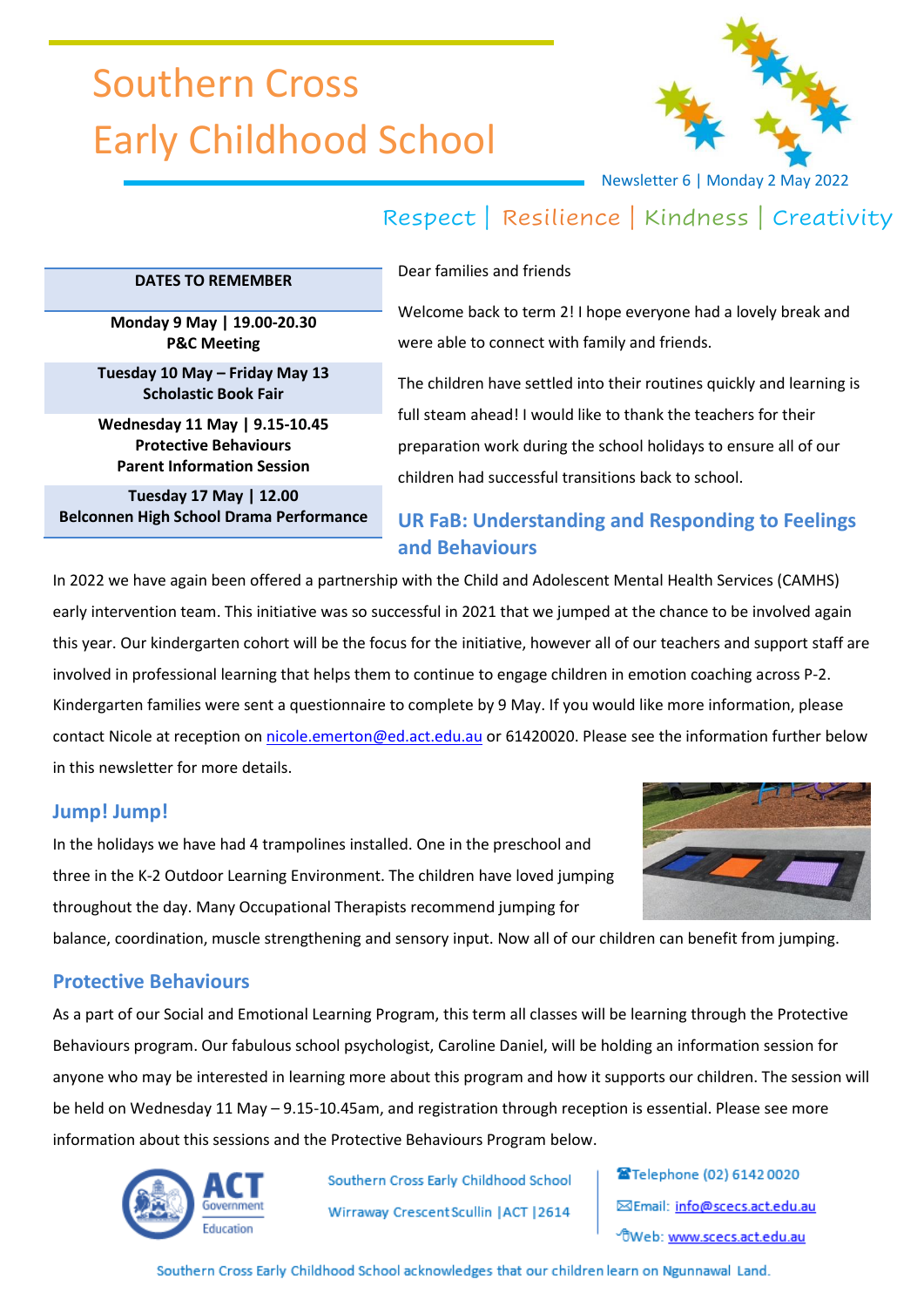# Southern Cross Early Childhood School

Newsletter 6 | Monday 2 May 2022

Respect | Resilience | Kindness | Creativity

| DATES TO REMEMBER |
|---|
| **Monday 9 May \| 19.00-20.30**<br>**P&C Meeting** |
| **Tuesday 10 May – Friday May 13**<br>**Scholastic Book Fair** |
| **Wednesday 11 May \| 9.15-10.45**<br>**Protective Behaviours**<br>**Parent Information Session** |
| **Tuesday 17 May \| 12.00**<br>**Belconnen High School Drama Performance** |

Dear families and friends

Welcome back to term 2! I hope everyone had a lovely break and were able to connect with family and friends.

The children have settled into their routines quickly and learning is full steam ahead! I would like to thank the teachers for their preparation work during the school holidays to ensure all of our children had successful transitions back to school.

## UR FaB: Understanding and Responding to Feelings and Behaviours

In 2022 we have again been offered a partnership with the Child and Adolescent Mental Health Services (CAMHS) early intervention team. This initiative was so successful in 2021 that we jumped at the chance to be involved again this year. Our kindergarten cohort will be the focus for the initiative, however all of our teachers and support staff are involved in professional learning that helps them to continue to engage children in emotion coaching across P-2. Kindergarten families were sent a questionnaire to complete by 9 May. If you would like more information, please contact Nicole at reception on nicole.emerton@ed.act.edu.au or 61420020. Please see the information further below in this newsletter for more details.

## Jump! Jump!

In the holidays we have had 4 trampolines installed. One in the preschool and three in the K-2 Outdoor Learning Environment. The children have loved jumping throughout the day. Many Occupational Therapists recommend jumping for balance, coordination, muscle strengthening and sensory input. Now all of our children can benefit from jumping.

## Protective Behaviours

As a part of our Social and Emotional Learning Program, this term all classes will be learning through the Protective Behaviours program. Our fabulous school psychologist, Caroline Daniel, will be holding an information session for anyone who may be interested in learning more about this program and how it supports our children. The session will be held on Wednesday 11 May – 9.15-10.45am, and registration through reception is essential. Please see more information about this sessions and the Protective Behaviours Program below.

ACT Government Education

Southern Cross Early Childhood School
Wirraway Crescent Scullin | ACT | 2614

Telephone (02) 6142 0020
Email: info@scecs.act.edu.au
Web: www.scecs.act.edu.au

Southern Cross Early Childhood School acknowledges that our children learn on Ngunnawal Land.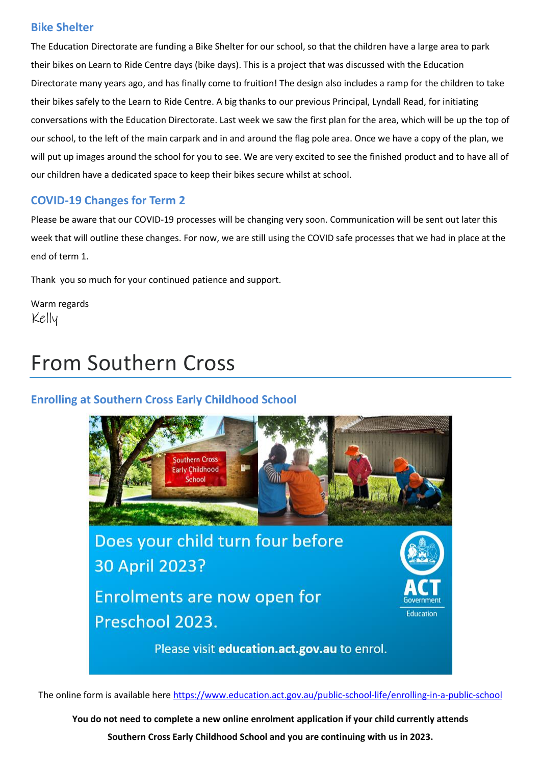### Bike Shelter

The Education Directorate are funding a Bike Shelter for our school, so that the children have a large area to park their bikes on Learn to Ride Centre days (bike days). This is a project that was discussed with the Education Directorate many years ago, and has finally come to fruition! The design also includes a ramp for the children to take their bikes safely to the Learn to Ride Centre. A big thanks to our previous Principal, Lyndall Read, for initiating conversations with the Education Directorate. Last week we saw the first plan for the area, which will be up the top of our school, to the left of the main carpark and in and around the flag pole area. Once we have a copy of the plan, we will put up images around the school for you to see. We are very excited to see the finished product and to have all of our children have a dedicated space to keep their bikes secure whilst at school.

### COVID-19 Changes for Term 2

Please be aware that our COVID-19 processes will be changing very soon. Communication will be sent out later this week that will outline these changes. For now, we are still using the COVID safe processes that we had in place at the end of term 1.

Thank you so much for your continued patience and support.

Warm regards

Kelly

# From Southern Cross

### Enrolling at Southern Cross Early Childhood School

Southern Cross Early Childhood School

Does your child turn four before 30 April 2023?

Enrolments are now open for Preschool 2023.

Please visit **education.act.gov.au** to enrol.

ACT Government Education

The online form is available here https://www.education.act.gov.au/public-school-life/enrolling-in-a-public-school

**You do not need to complete a new online enrolment application if your child currently attends Southern Cross Early Childhood School and you are continuing with us in 2023.**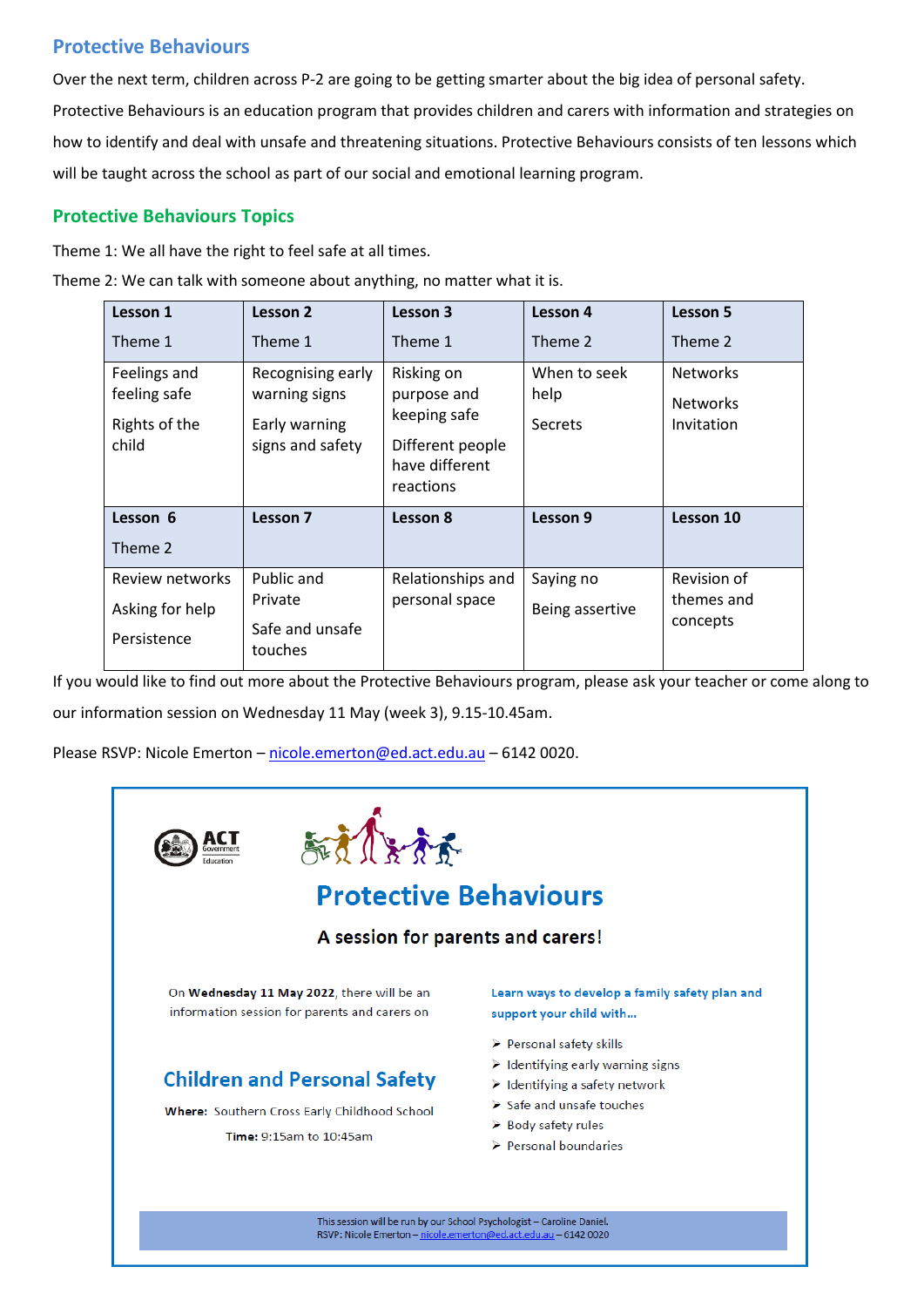## Protective Behaviours

Over the next term, children across P-2 are going to be getting smarter about the big idea of personal safety. Protective Behaviours is an education program that provides children and carers with information and strategies on how to identify and deal with unsafe and threatening situations. Protective Behaviours consists of ten lessons which will be taught across the school as part of our social and emotional learning program.

## Protective Behaviours Topics

Theme 1: We all have the right to feel safe at all times.

Theme 2: We can talk with someone about anything, no matter what it is.

| Lesson 1<br>Theme 1 | Lesson 2<br>Theme 1 | Lesson 3<br>Theme 1 | Lesson 4<br>Theme 2 | Lesson 5<br>Theme 2 |
|---|---|---|---|---|
| Feelings and feeling safe<br>Rights of the child | Recognising early warning signs<br>Early warning signs and safety | Risking on purpose and keeping safe<br>Different people have different reactions | When to seek help<br>Secrets | Networks<br>Networks Invitation |
| **Lesson 6**<br>Theme 2 | **Lesson 7** | **Lesson 8** | **Lesson 9** | **Lesson 10** |
| Review networks<br>Asking for help<br>Persistence | Public and Private<br>Safe and unsafe touches | Relationships and personal space | Saying no<br>Being assertive | Revision of themes and concepts |

If you would like to find out more about the Protective Behaviours program, please ask your teacher or come along to our information session on Wednesday 11 May (week 3), 9.15-10.45am.

Please RSVP: Nicole Emerton – nicole.emerton@ed.act.edu.au – 6142 0020.

ACT Government Education

# Protective Behaviours

**A session for parents and carers!**

On **Wednesday 11 May 2022**, there will be an information session for parents and carers on

## Children and Personal Safety

**Where:** Southern Cross Early Childhood School

**Time:** 9:15am to 10:45am

**Learn ways to develop a family safety plan and support your child with...**

- Personal safety skills
- Identifying early warning signs
- Identifying a safety network
- Safe and unsafe touches
- Body safety rules
- Personal boundaries

This session will be run by our School Psychologist – Caroline Daniel.
RSVP: Nicole Emerton – nicole.emerton@ed.act.edu.au – 6142 0020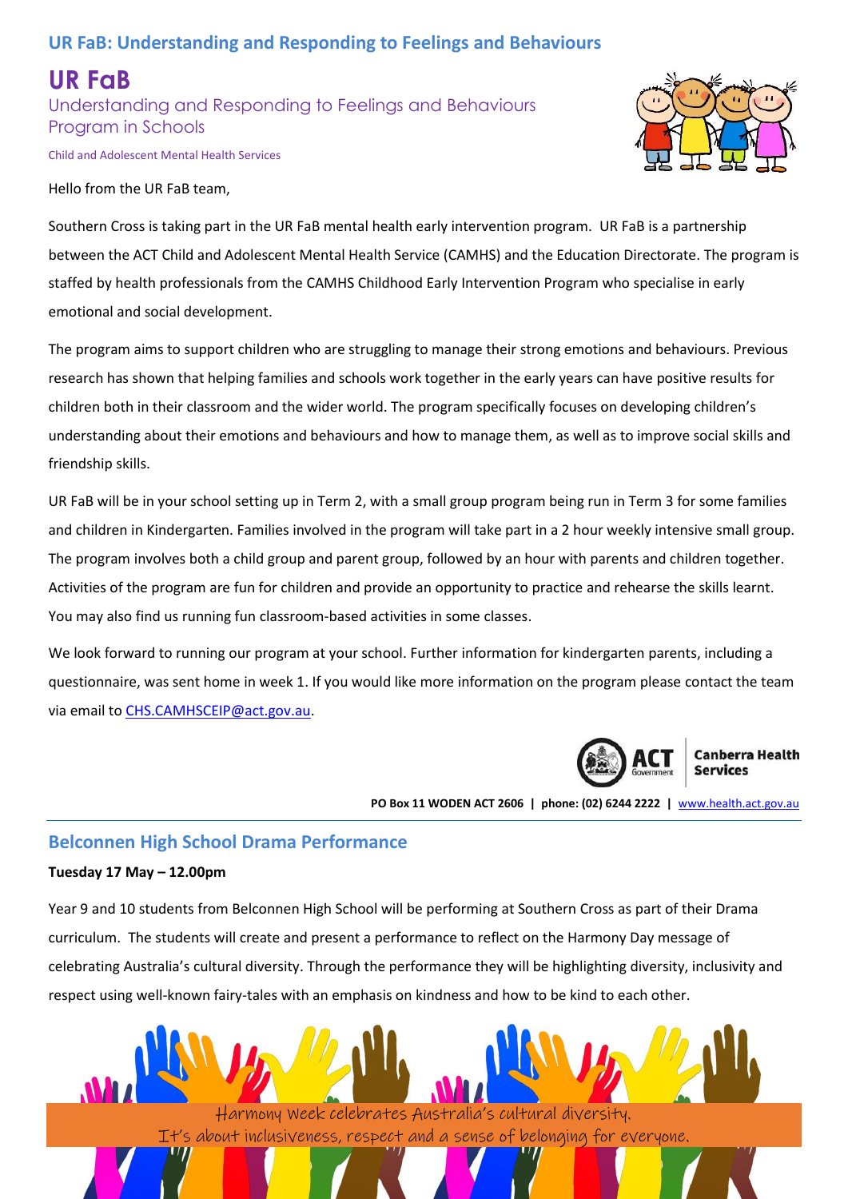## UR FaB: Understanding and Responding to Feelings and Behaviours

# UR FaB

Understanding and Responding to Feelings and Behaviours Program in Schools

Child and Adolescent Mental Health Services

Hello from the UR FaB team,

Southern Cross is taking part in the UR FaB mental health early intervention program. UR FaB is a partnership between the ACT Child and Adolescent Mental Health Service (CAMHS) and the Education Directorate. The program is staffed by health professionals from the CAMHS Childhood Early Intervention Program who specialise in early emotional and social development.

The program aims to support children who are struggling to manage their strong emotions and behaviours. Previous research has shown that helping families and schools work together in the early years can have positive results for children both in their classroom and the wider world. The program specifically focuses on developing children's understanding about their emotions and behaviours and how to manage them, as well as to improve social skills and friendship skills.

UR FaB will be in your school setting up in Term 2, with a small group program being run in Term 3 for some families and children in Kindergarten. Families involved in the program will take part in a 2 hour weekly intensive small group. The program involves both a child group and parent group, followed by an hour with parents and children together. Activities of the program are fun for children and provide an opportunity to practice and rehearse the skills learnt. You may also find us running fun classroom-based activities in some classes.

We look forward to running our program at your school. Further information for kindergarten parents, including a questionnaire, was sent home in week 1. If you would like more information on the program please contact the team via email to CHS.CAMHSCEIP@act.gov.au.

ACT Government | Canberra Health Services

**PO Box 11 WODEN ACT 2606 | phone: (02) 6244 2222 |** www.health.act.gov.au

---

## Belconnen High School Drama Performance

**Tuesday 17 May – 12.00pm**

Year 9 and 10 students from Belconnen High School will be performing at Southern Cross as part of their Drama curriculum. The students will create and present a performance to reflect on the Harmony Day message of celebrating Australia's cultural diversity. Through the performance they will be highlighting diversity, inclusivity and respect using well-known fairy-tales with an emphasis on kindness and how to be kind to each other.

Harmony Week celebrates Australia's cultural diversity.
It's about inclusiveness, respect and a sense of belonging for everyone.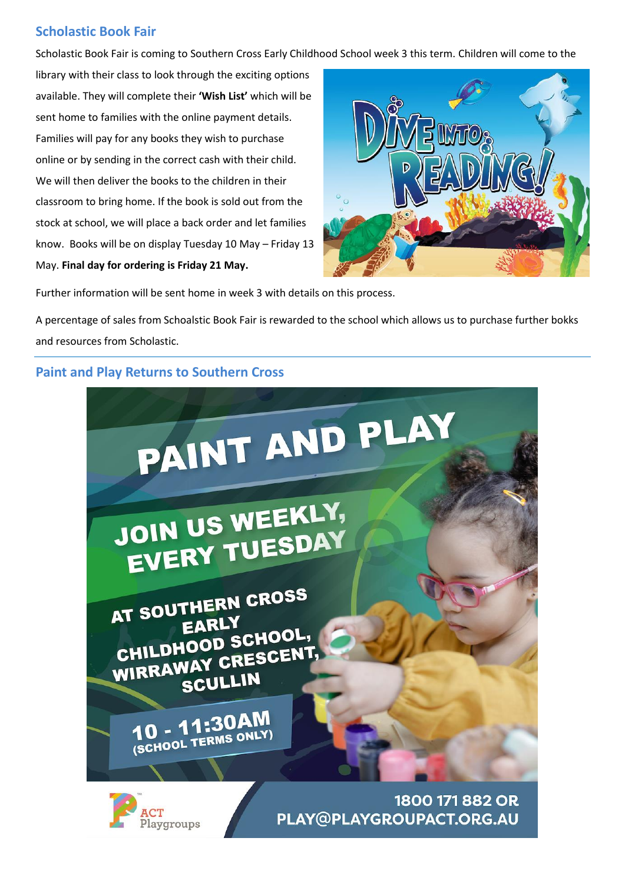## Scholastic Book Fair

Scholastic Book Fair is coming to Southern Cross Early Childhood School week 3 this term. Children will come to the library with their class to look through the exciting options available. They will complete their **'Wish List'** which will be sent home to families with the online payment details. Families will pay for any books they wish to purchase online or by sending in the correct cash with their child. We will then deliver the books to the children in their classroom to bring home. If the book is sold out from the stock at school, we will place a back order and let families know. Books will be on display Tuesday 10 May – Friday 13 May. **Final day for ordering is Friday 21 May.**

Further information will be sent home in week 3 with details on this process.

A percentage of sales from Schoalstic Book Fair is rewarded to the school which allows us to purchase further bokks and resources from Scholastic.

---

## Paint and Play Returns to Southern Cross

PAINT AND PLAY

JOIN US WEEKLY, EVERY TUESDAY

AT SOUTHERN CROSS EARLY CHILDHOOD SCHOOL, WIRRAWAY CRESCENT, SCULLIN

10 - 11:30AM (SCHOOL TERMS ONLY)

ACT Playgroups

1800 171 882 OR PLAY@PLAYGROUPACT.ORG.AU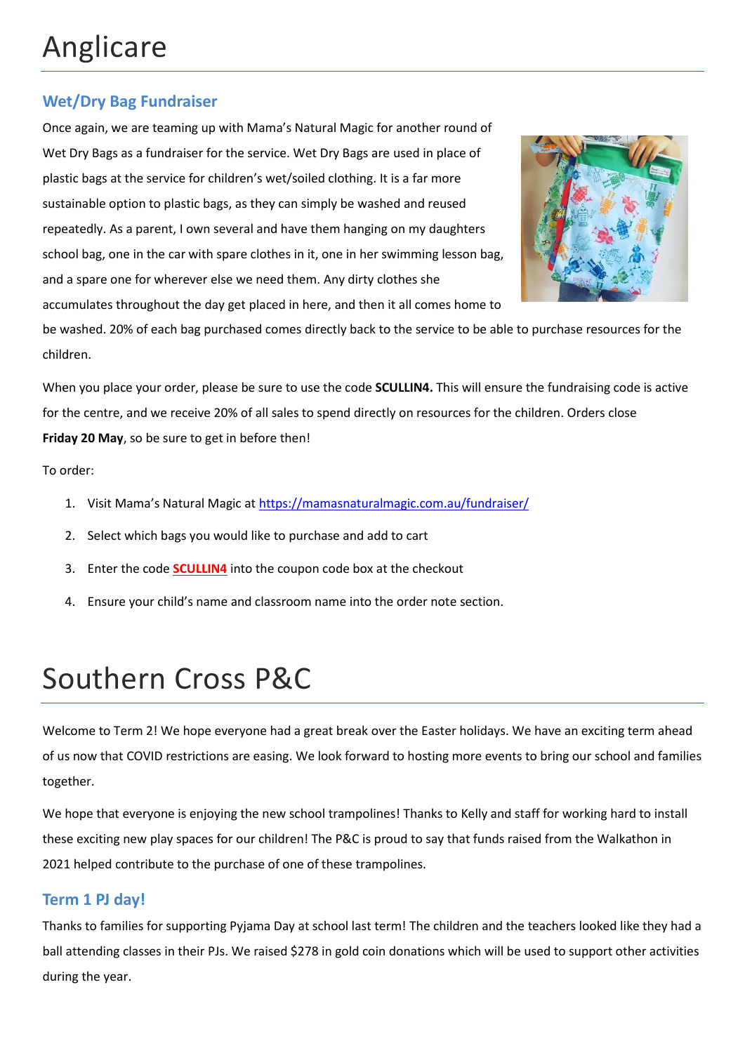# Anglicare

## Wet/Dry Bag Fundraiser

Once again, we are teaming up with Mama's Natural Magic for another round of Wet Dry Bags as a fundraiser for the service. Wet Dry Bags are used in place of plastic bags at the service for children's wet/soiled clothing. It is a far more sustainable option to plastic bags, as they can simply be washed and reused repeatedly. As a parent, I own several and have them hanging on my daughters school bag, one in the car with spare clothes in it, one in her swimming lesson bag, and a spare one for wherever else we need them. Any dirty clothes she accumulates throughout the day get placed in here, and then it all comes home to be washed. 20% of each bag purchased comes directly back to the service to be able to purchase resources for the children.

When you place your order, please be sure to use the code **SCULLIN4.** This will ensure the fundraising code is active for the centre, and we receive 20% of all sales to spend directly on resources for the children. Orders close **Friday 20 May**, so be sure to get in before then!

To order:

1. Visit Mama's Natural Magic at https://mamasnaturalmagic.com.au/fundraiser/
2. Select which bags you would like to purchase and add to cart
3. Enter the code **SCULLIN4** into the coupon code box at the checkout
4. Ensure your child's name and classroom name into the order note section.

# Southern Cross P&C

Welcome to Term 2! We hope everyone had a great break over the Easter holidays. We have an exciting term ahead of us now that COVID restrictions are easing. We look forward to hosting more events to bring our school and families together.

We hope that everyone is enjoying the new school trampolines! Thanks to Kelly and staff for working hard to install these exciting new play spaces for our children! The P&C is proud to say that funds raised from the Walkathon in 2021 helped contribute to the purchase of one of these trampolines.

## Term 1 PJ day!

Thanks to families for supporting Pyjama Day at school last term! The children and the teachers looked like they had a ball attending classes in their PJs. We raised $278 in gold coin donations which will be used to support other activities during the year.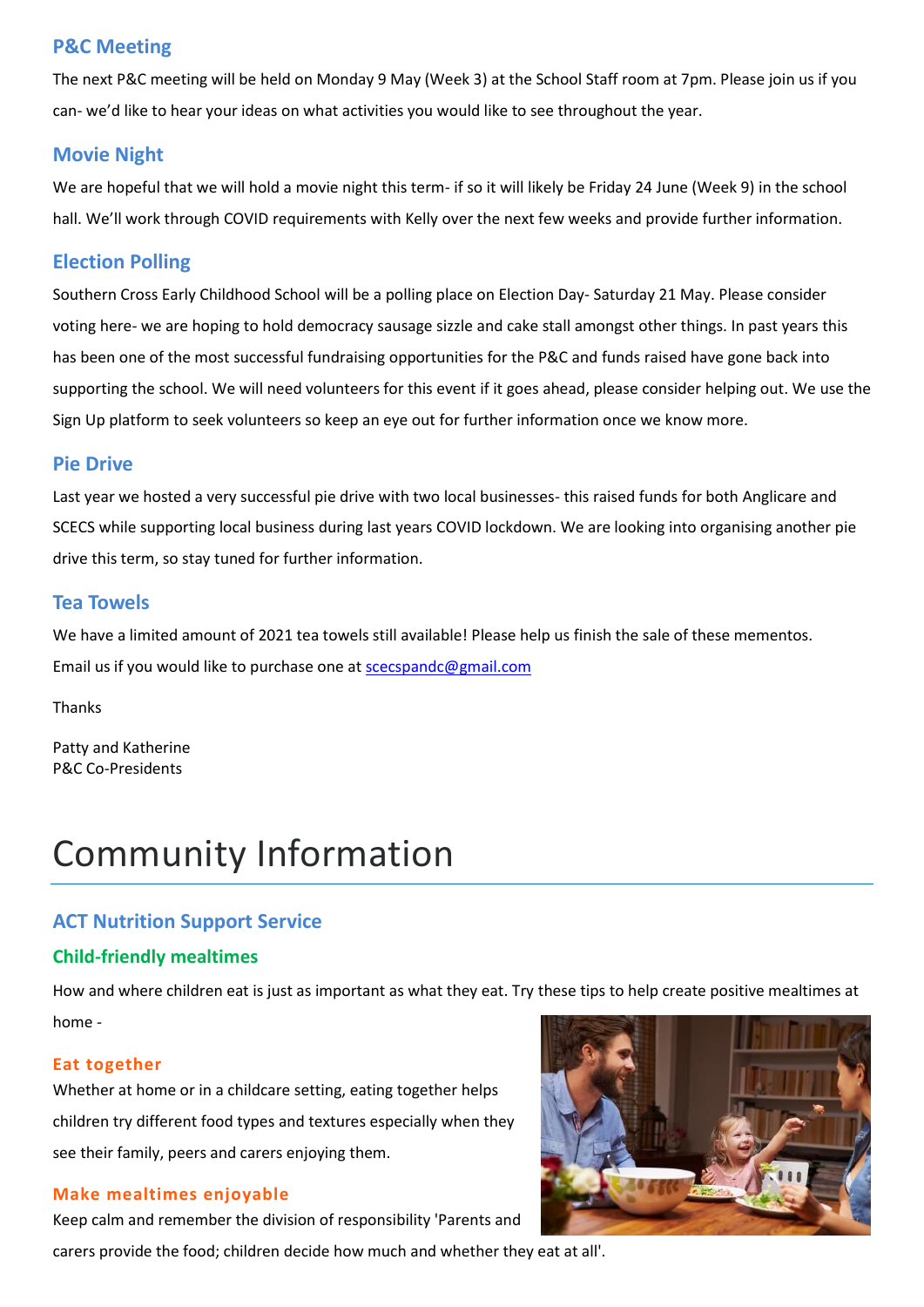### P&C Meeting

The next P&C meeting will be held on Monday 9 May (Week 3) at the School Staff room at 7pm. Please join us if you can- we'd like to hear your ideas on what activities you would like to see throughout the year.

### Movie Night

We are hopeful that we will hold a movie night this term- if so it will likely be Friday 24 June (Week 9) in the school hall. We'll work through COVID requirements with Kelly over the next few weeks and provide further information.

### Election Polling

Southern Cross Early Childhood School will be a polling place on Election Day- Saturday 21 May. Please consider voting here- we are hoping to hold democracy sausage sizzle and cake stall amongst other things. In past years this has been one of the most successful fundraising opportunities for the P&C and funds raised have gone back into supporting the school. We will need volunteers for this event if it goes ahead, please consider helping out. We use the Sign Up platform to seek volunteers so keep an eye out for further information once we know more.

### Pie Drive

Last year we hosted a very successful pie drive with two local businesses- this raised funds for both Anglicare and SCECS while supporting local business during last years COVID lockdown. We are looking into organising another pie drive this term, so stay tuned for further information.

### Tea Towels

We have a limited amount of 2021 tea towels still available! Please help us finish the sale of these mementos. Email us if you would like to purchase one at scecspandc@gmail.com

Thanks

Patty and Katherine
P&C Co-Presidents

# Community Information

### ACT Nutrition Support Service

#### Child-friendly mealtimes

How and where children eat is just as important as what they eat. Try these tips to help create positive mealtimes at home -

**Eat together**

Whether at home or in a childcare setting, eating together helps children try different food types and textures especially when they see their family, peers and carers enjoying them.

**Make mealtimes enjoyable**

Keep calm and remember the division of responsibility 'Parents and carers provide the food; children decide how much and whether they eat at all'.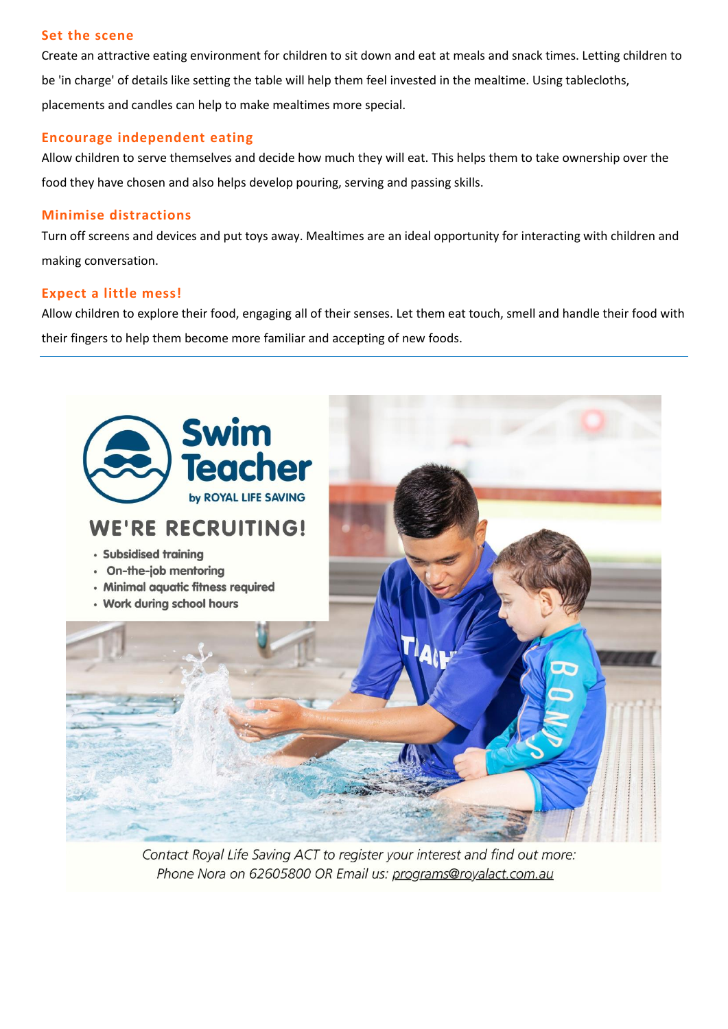### Set the scene

Create an attractive eating environment for children to sit down and eat at meals and snack times. Letting children to be 'in charge' of details like setting the table will help them feel invested in the mealtime. Using tablecloths, placements and candles can help to make mealtimes more special.

### Encourage independent eating

Allow children to serve themselves and decide how much they will eat. This helps them to take ownership over the food they have chosen and also helps develop pouring, serving and passing skills.

### Minimise distractions

Turn off screens and devices and put toys away. Mealtimes are an ideal opportunity for interacting with children and making conversation.

### Expect a little mess!

Allow children to explore their food, engaging all of their senses. Let them eat touch, smell and handle their food with their fingers to help them become more familiar and accepting of new foods.

---

**Swim Teacher** by ROYAL LIFE SAVING

## WE'RE RECRUITING!

- Subsidised training
- On-the-job mentoring
- Minimal aquatic fitness required
- Work during school hours

*Contact Royal Life Saving ACT to register your interest and find out more:*
*Phone Nora on 62605800 OR Email us: programs@royalact.com.au*